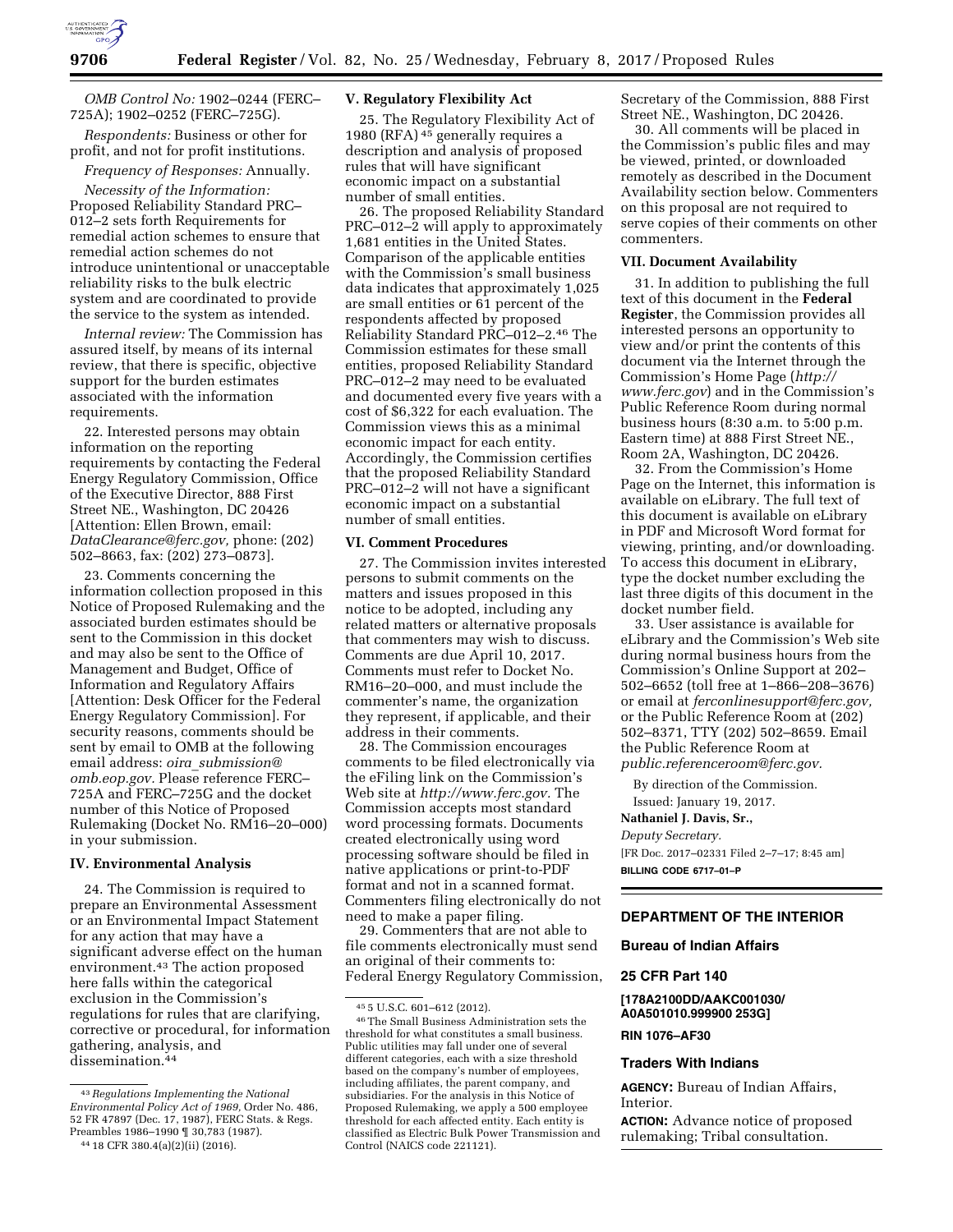*OMB Control No:* 1902–0244 (FERC–725A); 1902–0252 (FERC–725G).

*Respondents:* Business or other for profit, and not for profit institutions.

*Frequency of Responses:* Annually.

*Necessity of the Information:* Proposed Reliability Standard PRC–012–2 sets forth Requirements for remedial action schemes to ensure that remedial action schemes do not introduce unintentional or unacceptable reliability risks to the bulk electric system and are coordinated to provide the service to the system as intended.

*Internal review:* The Commission has assured itself, by means of its internal review, that there is specific, objective support for the burden estimates associated with the information requirements.

22. Interested persons may obtain information on the reporting requirements by contacting the Federal Energy Regulatory Commission, Office of the Executive Director, 888 First Street NE., Washington, DC 20426 [Attention: Ellen Brown, email: *DataClearance@ferc.gov,* phone: (202) 502–8663, fax: (202) 273–0873].

23. Comments concerning the information collection proposed in this Notice of Proposed Rulemaking and the associated burden estimates should be sent to the Commission in this docket and may also be sent to the Office of Management and Budget, Office of Information and Regulatory Affairs [Attention: Desk Officer for the Federal Energy Regulatory Commission]. For security reasons, comments should be sent by email to OMB at the following email address: *oira_submission@omb.eop.gov.* Please reference FERC–725A and FERC–725G and the docket number of this Notice of Proposed Rulemaking (Docket No. RM16–20–000) in your submission.

## IV. Environmental Analysis

24. The Commission is required to prepare an Environmental Assessment or an Environmental Impact Statement for any action that may have a significant adverse effect on the human environment.[43] The action proposed here falls within the categorical exclusion in the Commission's regulations for rules that are clarifying, corrective or procedural, for information gathering, analysis, and dissemination.[44]

## V. Regulatory Flexibility Act

25. The Regulatory Flexibility Act of 1980 (RFA)[45] generally requires a description and analysis of proposed rules that will have significant economic impact on a substantial number of small entities.

26. The proposed Reliability Standard PRC–012–2 will apply to approximately 1,681 entities in the United States. Comparison of the applicable entities with the Commission's small business data indicates that approximately 1,025 are small entities or 61 percent of the respondents affected by proposed Reliability Standard PRC–012–2.[46] The Commission estimates for these small entities, proposed Reliability Standard PRC–012–2 may need to be evaluated and documented every five years with a cost of $6,322 for each evaluation. The Commission views this as a minimal economic impact for each entity. Accordingly, the Commission certifies that the proposed Reliability Standard PRC–012–2 will not have a significant economic impact on a substantial number of small entities.

## VI. Comment Procedures

27. The Commission invites interested persons to submit comments on the matters and issues proposed in this notice to be adopted, including any related matters or alternative proposals that commenters may wish to discuss. Comments are due April 10, 2017. Comments must refer to Docket No. RM16–20–000, and must include the commenter's name, the organization they represent, if applicable, and their address in their comments.

28. The Commission encourages comments to be filed electronically via the eFiling link on the Commission's Web site at *http://www.ferc.gov.* The Commission accepts most standard word processing formats. Documents created electronically using word processing software should be filed in native applications or print-to-PDF format and not in a scanned format. Commenters filing electronically do not need to make a paper filing.

29. Commenters that are not able to file comments electronically must send an original of their comments to: Federal Energy Regulatory Commission, Secretary of the Commission, 888 First Street NE., Washington, DC 20426.

30. All comments will be placed in the Commission's public files and may be viewed, printed, or downloaded remotely as described in the Document Availability section below. Commenters on this proposal are not required to serve copies of their comments on other commenters.

## VII. Document Availability

31. In addition to publishing the full text of this document in the **Federal Register**, the Commission provides all interested persons an opportunity to view and/or print the contents of this document via the Internet through the Commission's Home Page (*http://www.ferc.gov*) and in the Commission's Public Reference Room during normal business hours (8:30 a.m. to 5:00 p.m. Eastern time) at 888 First Street NE., Room 2A, Washington, DC 20426.

32. From the Commission's Home Page on the Internet, this information is available on eLibrary. The full text of this document is available on eLibrary in PDF and Microsoft Word format for viewing, printing, and/or downloading. To access this document in eLibrary, type the docket number excluding the last three digits of this document in the docket number field.

33. User assistance is available for eLibrary and the Commission's Web site during normal business hours from the Commission's Online Support at 202–502–6652 (toll free at 1–866–208–3676) or email at *ferconlinesupport@ferc.gov,* or the Public Reference Room at (202) 502–8371, TTY (202) 502–8659. Email the Public Reference Room at *public.referenceroom@ferc.gov.*

By direction of the Commission.

Issued: January 19, 2017.

**Nathaniel J. Davis, Sr.,**

*Deputy Secretary.*

[FR Doc. 2017–02331 Filed 2–7–17; 8:45 am]

**BILLING CODE 6717–01–P**

---

[43] *Regulations Implementing the National Environmental Policy Act of 1969,* Order No. 486, 52 FR 47897 (Dec. 17, 1987), FERC Stats. & Regs. Preambles 1986–1990 ¶ 30,783 (1987).

[44] 18 CFR 380.4(a)(2)(ii) (2016).

[45] 5 U.S.C. 601–612 (2012).

[46] The Small Business Administration sets the threshold for what constitutes a small business. Public utilities may fall under one of several different categories, each with a size threshold based on the company's number of employees, including affiliates, the parent company, and subsidiaries. For the analysis in this Notice of Proposed Rulemaking, we apply a 500 employee threshold for each affected entity. Each entity is classified as Electric Bulk Power Transmission and Control (NAICS code 221121).

---

# DEPARTMENT OF THE INTERIOR

## Bureau of Indian Affairs

## 25 CFR Part 140

**[178A2100DD/AAKC001030/A0A501010.999900 253G]**

**RIN 1076–AF30**

## Traders With Indians

**AGENCY:** Bureau of Indian Affairs, Interior.

**ACTION:** Advance notice of proposed rulemaking; Tribal consultation.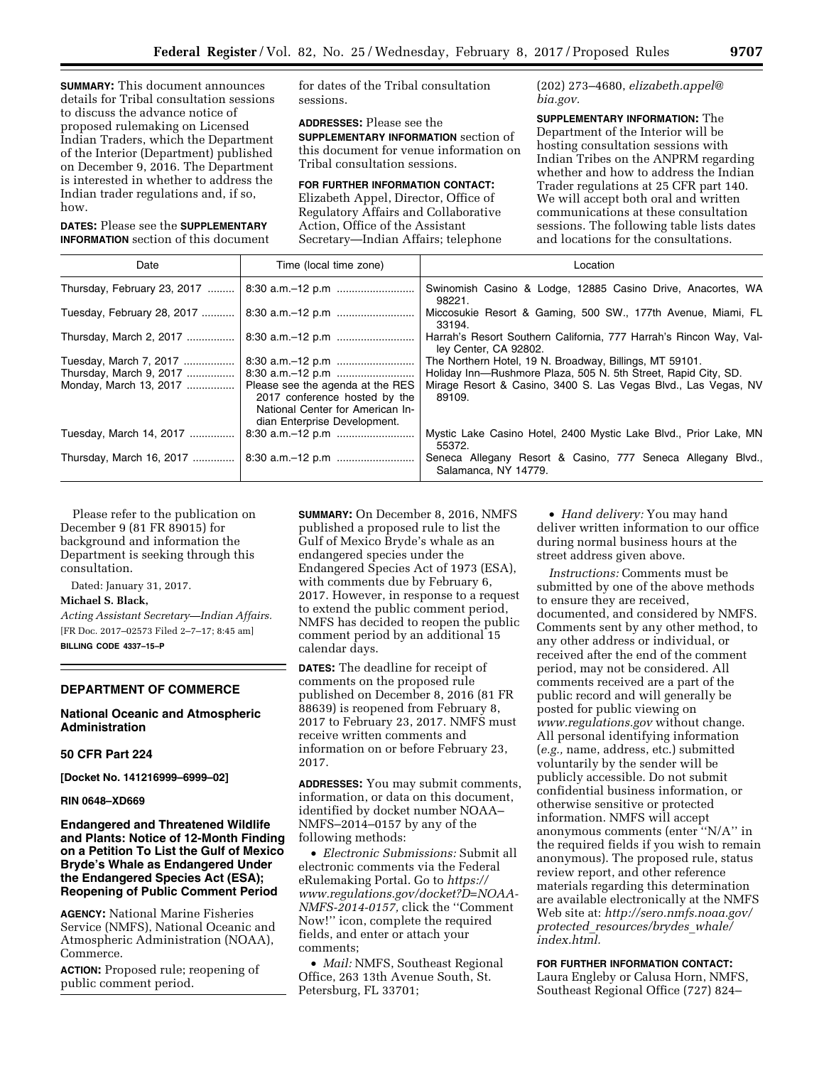**SUMMARY:** This document announces details for Tribal consultation sessions to discuss the advance notice of proposed rulemaking on Licensed Indian Traders, which the Department of the Interior (Department) published on December 9, 2016. The Department is interested in whether to address the Indian trader regulations and, if so, how.

**DATES:** Please see the **SUPPLEMENTARY INFORMATION** section of this document for dates of the Tribal consultation sessions.

**ADDRESSES:** Please see the **SUPPLEMENTARY INFORMATION** section of this document for venue information on Tribal consultation sessions.

**FOR FURTHER INFORMATION CONTACT:** Elizabeth Appel, Director, Office of Regulatory Affairs and Collaborative Action, Office of the Assistant Secretary—Indian Affairs; telephone (202) 273–4680, *elizabeth.appel@bia.gov.*

**SUPPLEMENTARY INFORMATION:** The Department of the Interior will be hosting consultation sessions with Indian Tribes on the ANPRM regarding whether and how to address the Indian Trader regulations at 25 CFR part 140. We will accept both oral and written communications at these consultation sessions. The following table lists dates and locations for the consultations.

| Date | Time (local time zone) | Location |
|---|---|---|
| Thursday, February 23, 2017 | 8:30 a.m.–12 p.m | Swinomish Casino & Lodge, 12885 Casino Drive, Anacortes, WA 98221. |
| Tuesday, February 28, 2017 | 8:30 a.m.–12 p.m | Miccosukie Resort & Gaming, 500 SW., 177th Avenue, Miami, FL 33194. |
| Thursday, March 2, 2017 | 8:30 a.m.–12 p.m | Harrah's Resort Southern California, 777 Harrah's Rincon Way, Valley Center, CA 92802. |
| Tuesday, March 7, 2017 | 8:30 a.m.–12 p.m | The Northern Hotel, 19 N. Broadway, Billings, MT 59101. |
| Thursday, March 9, 2017 | 8:30 a.m.–12 p.m | Holiday Inn—Rushmore Plaza, 505 N. 5th Street, Rapid City, SD. |
| Monday, March 13, 2017 | Please see the agenda at the RES 2017 conference hosted by the National Center for American Indian Enterprise Development. | Mirage Resort & Casino, 3400 S. Las Vegas Blvd., Las Vegas, NV 89109. |
| Tuesday, March 14, 2017 | 8:30 a.m.–12 p.m | Mystic Lake Casino Hotel, 2400 Mystic Lake Blvd., Prior Lake, MN 55372. |
| Thursday, March 16, 2017 | 8:30 a.m.–12 p.m | Seneca Allegany Resort & Casino, 777 Seneca Allegany Blvd., Salamanca, NY 14779. |

Please refer to the publication on December 9 (81 FR 89015) for background and information the Department is seeking through this consultation.

Dated: January 31, 2017.

**Michael S. Black,**

*Acting Assistant Secretary—Indian Affairs.*

[FR Doc. 2017–02573 Filed 2–7–17; 8:45 am]

**BILLING CODE 4337–15–P**

## DEPARTMENT OF COMMERCE

### National Oceanic and Atmospheric Administration

### 50 CFR Part 224

**[Docket No. 141216999–6999–02]**

**RIN 0648–XD669**

### Endangered and Threatened Wildlife and Plants: Notice of 12-Month Finding on a Petition To List the Gulf of Mexico Bryde's Whale as Endangered Under the Endangered Species Act (ESA); Reopening of Public Comment Period

**AGENCY:** National Marine Fisheries Service (NMFS), National Oceanic and Atmospheric Administration (NOAA), Commerce.

**ACTION:** Proposed rule; reopening of public comment period.

**SUMMARY:** On December 8, 2016, NMFS published a proposed rule to list the Gulf of Mexico Bryde's whale as an endangered species under the Endangered Species Act of 1973 (ESA), with comments due by February 6, 2017. However, in response to a request to extend the public comment period, NMFS has decided to reopen the public comment period by an additional 15 calendar days.

**DATES:** The deadline for receipt of comments on the proposed rule published on December 8, 2016 (81 FR 88639) is reopened from February 8, 2017 to February 23, 2017. NMFS must receive written comments and information on or before February 23, 2017.

**ADDRESSES:** You may submit comments, information, or data on this document, identified by docket number NOAA–NMFS–2014–0157 by any of the following methods:

- *Electronic Submissions:* Submit all electronic comments via the Federal eRulemaking Portal. Go to *https://www.regulations.gov/docket?D=NOAA-NMFS-2014-0157,* click the ''Comment Now!'' icon, complete the required fields, and enter or attach your comments;
- *Mail:* NMFS, Southeast Regional Office, 263 13th Avenue South, St. Petersburg, FL 33701;
- *Hand delivery:* You may hand deliver written information to our office during normal business hours at the street address given above.

*Instructions:* Comments must be submitted by one of the above methods to ensure they are received, documented, and considered by NMFS. Comments sent by any other method, to any other address or individual, or received after the end of the comment period, may not be considered. All comments received are a part of the public record and will generally be posted for public viewing on *www.regulations.gov* without change. All personal identifying information (*e.g.,* name, address, etc.) submitted voluntarily by the sender will be publicly accessible. Do not submit confidential business information, or otherwise sensitive or protected information. NMFS will accept anonymous comments (enter ''N/A'' in the required fields if you wish to remain anonymous). The proposed rule, status review report, and other reference materials regarding this determination are available electronically at the NMFS Web site at: *http://sero.nmfs.noaa.gov/protected_resources/brydes_whale/index.html.*

**FOR FURTHER INFORMATION CONTACT:** Laura Engleby or Calusa Horn, NMFS, Southeast Regional Office (727) 824–